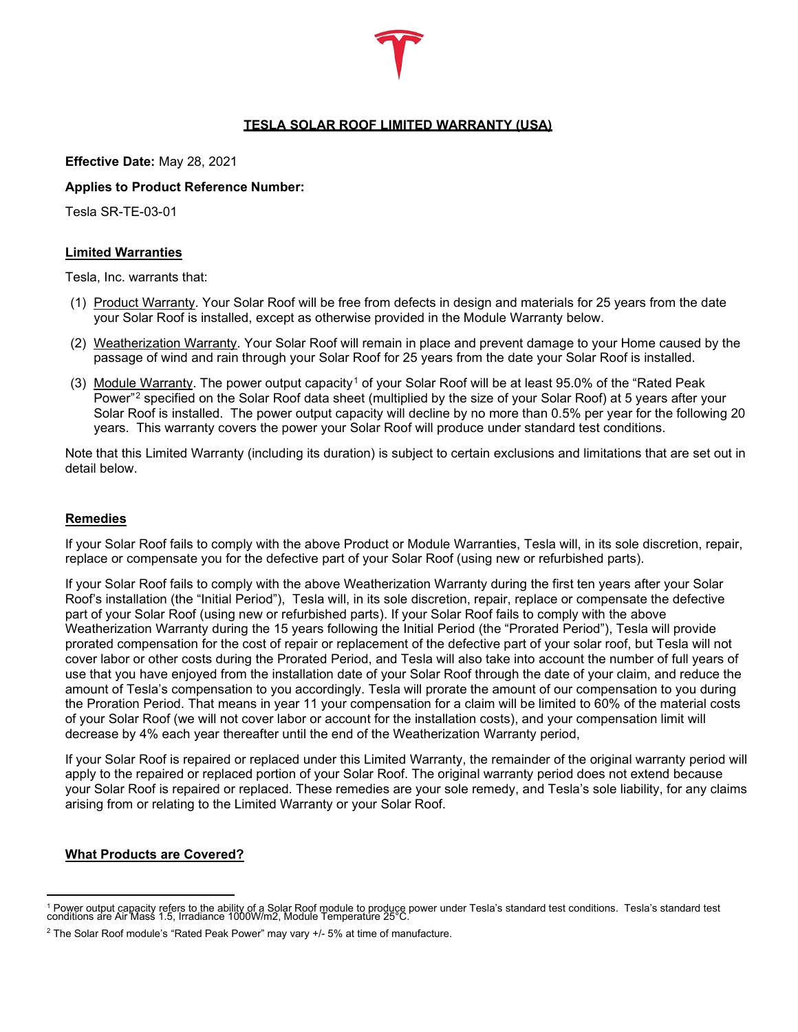# TESLA SOLAR ROOF LIMITED WARRANTY (USA)

**Effective Date:** May 28, 2021

**Applies to Product Reference Number:**

Tesla SR-TE-03-01

## Limited Warranties

Tesla, Inc. warrants that:

(1) Product Warranty. Your Solar Roof will be free from defects in design and materials for 25 years from the date your Solar Roof is installed, except as otherwise provided in the Module Warranty below.

(2) Weatherization Warranty. Your Solar Roof will remain in place and prevent damage to your Home caused by the passage of wind and rain through your Solar Roof for 25 years from the date your Solar Roof is installed.

(3) Module Warranty. The power output capacity[1] of your Solar Roof will be at least 95.0% of the "Rated Peak Power"[2] specified on the Solar Roof data sheet (multiplied by the size of your Solar Roof) at 5 years after your Solar Roof is installed. The power output capacity will decline by no more than 0.5% per year for the following 20 years. This warranty covers the power your Solar Roof will produce under standard test conditions.

Note that this Limited Warranty (including its duration) is subject to certain exclusions and limitations that are set out in detail below.

## Remedies

If your Solar Roof fails to comply with the above Product or Module Warranties, Tesla will, in its sole discretion, repair, replace or compensate you for the defective part of your Solar Roof (using new or refurbished parts).

If your Solar Roof fails to comply with the above Weatherization Warranty during the first ten years after your Solar Roof's installation (the "Initial Period"), Tesla will, in its sole discretion, repair, replace or compensate the defective part of your Solar Roof (using new or refurbished parts). If your Solar Roof fails to comply with the above Weatherization Warranty during the 15 years following the Initial Period (the "Prorated Period"), Tesla will provide prorated compensation for the cost of repair or replacement of the defective part of your solar roof, but Tesla will not cover labor or other costs during the Prorated Period, and Tesla will also take into account the number of full years of use that you have enjoyed from the installation date of your Solar Roof through the date of your claim, and reduce the amount of Tesla's compensation to you accordingly. Tesla will prorate the amount of our compensation to you during the Proration Period. That means in year 11 your compensation for a claim will be limited to 60% of the material costs of your Solar Roof (we will not cover labor or account for the installation costs), and your compensation limit will decrease by 4% each year thereafter until the end of the Weatherization Warranty period,

If your Solar Roof is repaired or replaced under this Limited Warranty, the remainder of the original warranty period will apply to the repaired or replaced portion of your Solar Roof. The original warranty period does not extend because your Solar Roof is repaired or replaced. These remedies are your sole remedy, and Tesla's sole liability, for any claims arising from or relating to the Limited Warranty or your Solar Roof.

## What Products are Covered?

---

[1] Power output capacity refers to the ability of a Solar Roof module to produce power under Tesla's standard test conditions. Tesla's standard test conditions are Air Mass 1.5, Irradiance 1000W/m2, Module Temperature 25°C.

[2] The Solar Roof module's "Rated Peak Power" may vary +/- 5% at time of manufacture.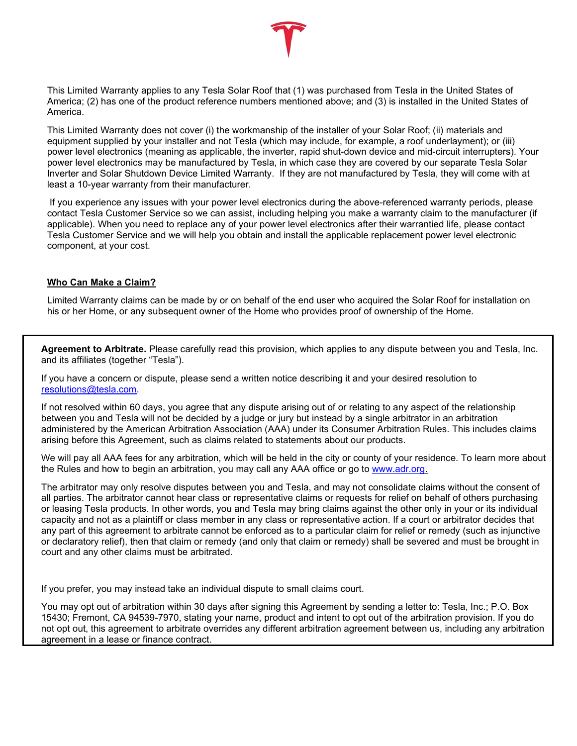This Limited Warranty applies to any Tesla Solar Roof that (1) was purchased from Tesla in the United States of America; (2) has one of the product reference numbers mentioned above; and (3) is installed in the United States of America.

This Limited Warranty does not cover (i) the workmanship of the installer of your Solar Roof; (ii) materials and equipment supplied by your installer and not Tesla (which may include, for example, a roof underlayment); or (iii) power level electronics (meaning as applicable, the inverter, rapid shut-down device and mid-circuit interrupters). Your power level electronics may be manufactured by Tesla, in which case they are covered by our separate Tesla Solar Inverter and Solar Shutdown Device Limited Warranty. If they are not manufactured by Tesla, they will come with at least a 10-year warranty from their manufacturer.

If you experience any issues with your power level electronics during the above-referenced warranty periods, please contact Tesla Customer Service so we can assist, including helping you make a warranty claim to the manufacturer (if applicable). When you need to replace any of your power level electronics after their warrantied life, please contact Tesla Customer Service and we will help you obtain and install the applicable replacement power level electronic component, at your cost.

**Who Can Make a Claim?**

Limited Warranty claims can be made by or on behalf of the end user who acquired the Solar Roof for installation on his or her Home, or any subsequent owner of the Home who provides proof of ownership of the Home.

**Agreement to Arbitrate.** Please carefully read this provision, which applies to any dispute between you and Tesla, Inc. and its affiliates (together "Tesla").

If you have a concern or dispute, please send a written notice describing it and your desired resolution to resolutions@tesla.com.

If not resolved within 60 days, you agree that any dispute arising out of or relating to any aspect of the relationship between you and Tesla will not be decided by a judge or jury but instead by a single arbitrator in an arbitration administered by the American Arbitration Association (AAA) under its Consumer Arbitration Rules. This includes claims arising before this Agreement, such as claims related to statements about our products.

We will pay all AAA fees for any arbitration, which will be held in the city or county of your residence. To learn more about the Rules and how to begin an arbitration, you may call any AAA office or go to www.adr.org.

The arbitrator may only resolve disputes between you and Tesla, and may not consolidate claims without the consent of all parties. The arbitrator cannot hear class or representative claims or requests for relief on behalf of others purchasing or leasing Tesla products. In other words, you and Tesla may bring claims against the other only in your or its individual capacity and not as a plaintiff or class member in any class or representative action. If a court or arbitrator decides that any part of this agreement to arbitrate cannot be enforced as to a particular claim for relief or remedy (such as injunctive or declaratory relief), then that claim or remedy (and only that claim or remedy) shall be severed and must be brought in court and any other claims must be arbitrated.

If you prefer, you may instead take an individual dispute to small claims court.

You may opt out of arbitration within 30 days after signing this Agreement by sending a letter to: Tesla, Inc.; P.O. Box 15430; Fremont, CA 94539-7970, stating your name, product and intent to opt out of the arbitration provision. If you do not opt out, this agreement to arbitrate overrides any different arbitration agreement between us, including any arbitration agreement in a lease or finance contract.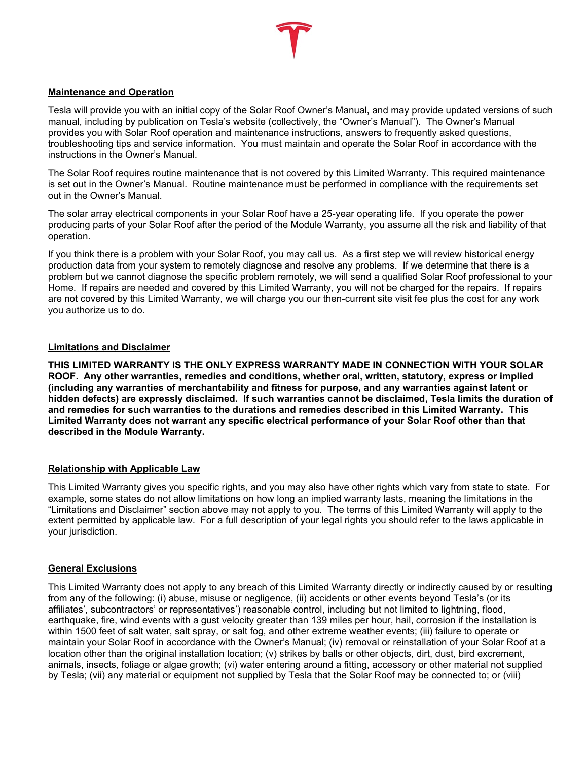## Maintenance and Operation

Tesla will provide you with an initial copy of the Solar Roof Owner's Manual, and may provide updated versions of such manual, including by publication on Tesla's website (collectively, the "Owner's Manual"). The Owner's Manual provides you with Solar Roof operation and maintenance instructions, answers to frequently asked questions, troubleshooting tips and service information. You must maintain and operate the Solar Roof in accordance with the instructions in the Owner's Manual.

The Solar Roof requires routine maintenance that is not covered by this Limited Warranty. This required maintenance is set out in the Owner's Manual. Routine maintenance must be performed in compliance with the requirements set out in the Owner's Manual.

The solar array electrical components in your Solar Roof have a 25-year operating life. If you operate the power producing parts of your Solar Roof after the period of the Module Warranty, you assume all the risk and liability of that operation.

If you think there is a problem with your Solar Roof, you may call us. As a first step we will review historical energy production data from your system to remotely diagnose and resolve any problems. If we determine that there is a problem but we cannot diagnose the specific problem remotely, we will send a qualified Solar Roof professional to your Home. If repairs are needed and covered by this Limited Warranty, you will not be charged for the repairs. If repairs are not covered by this Limited Warranty, we will charge you our then-current site visit fee plus the cost for any work you authorize us to do.

## Limitations and Disclaimer

**THIS LIMITED WARRANTY IS THE ONLY EXPRESS WARRANTY MADE IN CONNECTION WITH YOUR SOLAR ROOF. Any other warranties, remedies and conditions, whether oral, written, statutory, express or implied (including any warranties of merchantability and fitness for purpose, and any warranties against latent or hidden defects) are expressly disclaimed. If such warranties cannot be disclaimed, Tesla limits the duration of and remedies for such warranties to the durations and remedies described in this Limited Warranty. This Limited Warranty does not warrant any specific electrical performance of your Solar Roof other than that described in the Module Warranty.**

## Relationship with Applicable Law

This Limited Warranty gives you specific rights, and you may also have other rights which vary from state to state. For example, some states do not allow limitations on how long an implied warranty lasts, meaning the limitations in the "Limitations and Disclaimer" section above may not apply to you. The terms of this Limited Warranty will apply to the extent permitted by applicable law. For a full description of your legal rights you should refer to the laws applicable in your jurisdiction.

## General Exclusions

This Limited Warranty does not apply to any breach of this Limited Warranty directly or indirectly caused by or resulting from any of the following: (i) abuse, misuse or negligence, (ii) accidents or other events beyond Tesla's (or its affiliates', subcontractors' or representatives') reasonable control, including but not limited to lightning, flood, earthquake, fire, wind events with a gust velocity greater than 139 miles per hour, hail, corrosion if the installation is within 1500 feet of salt water, salt spray, or salt fog, and other extreme weather events; (iii) failure to operate or maintain your Solar Roof in accordance with the Owner's Manual; (iv) removal or reinstallation of your Solar Roof at a location other than the original installation location; (v) strikes by balls or other objects, dirt, dust, bird excrement, animals, insects, foliage or algae growth; (vi) water entering around a fitting, accessory or other material not supplied by Tesla; (vii) any material or equipment not supplied by Tesla that the Solar Roof may be connected to; or (viii)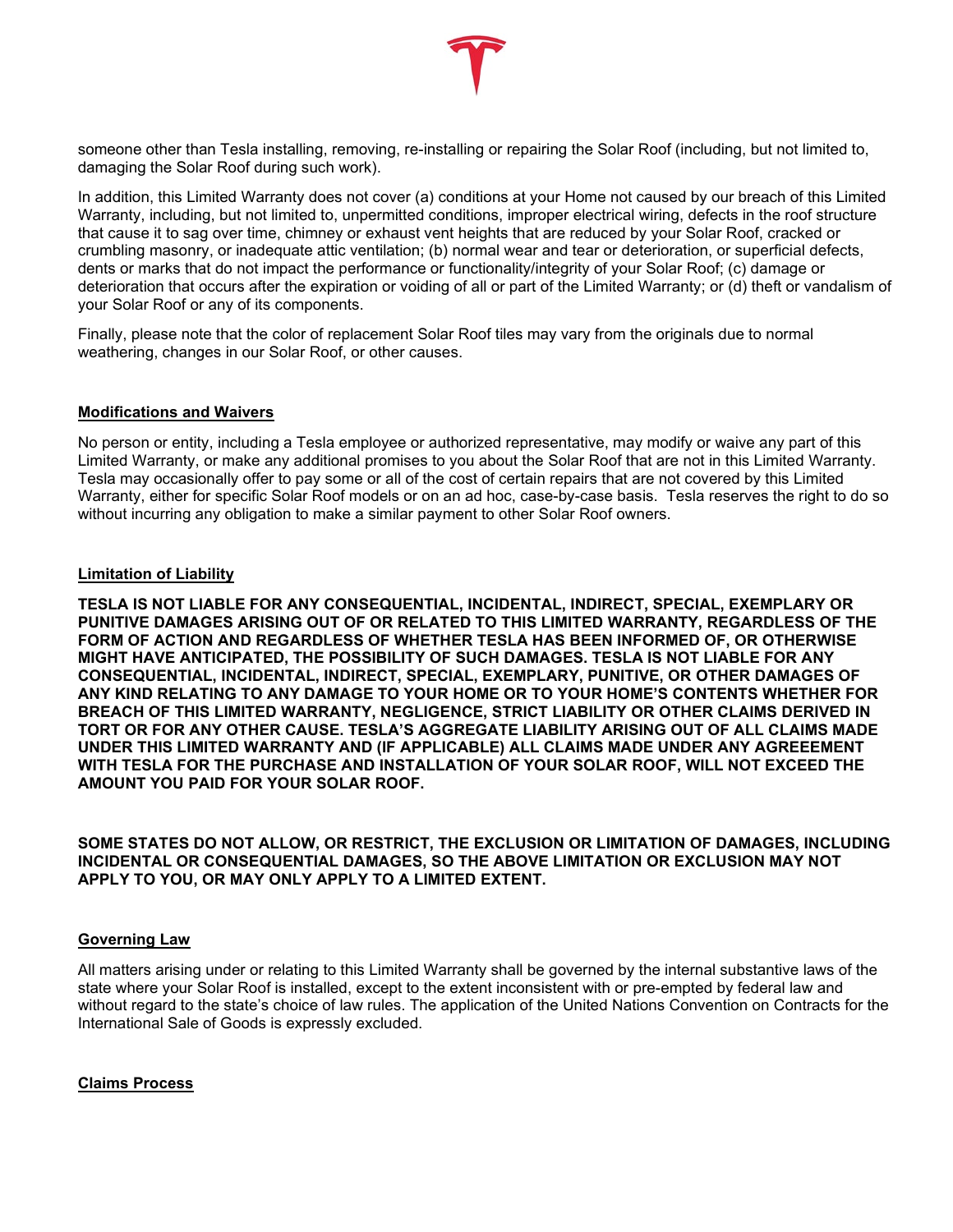someone other than Tesla installing, removing, re-installing or repairing the Solar Roof (including, but not limited to, damaging the Solar Roof during such work).

In addition, this Limited Warranty does not cover (a) conditions at your Home not caused by our breach of this Limited Warranty, including, but not limited to, unpermitted conditions, improper electrical wiring, defects in the roof structure that cause it to sag over time, chimney or exhaust vent heights that are reduced by your Solar Roof, cracked or crumbling masonry, or inadequate attic ventilation; (b) normal wear and tear or deterioration, or superficial defects, dents or marks that do not impact the performance or functionality/integrity of your Solar Roof; (c) damage or deterioration that occurs after the expiration or voiding of all or part of the Limited Warranty; or (d) theft or vandalism of your Solar Roof or any of its components.

Finally, please note that the color of replacement Solar Roof tiles may vary from the originals due to normal weathering, changes in our Solar Roof, or other causes.

## Modifications and Waivers

No person or entity, including a Tesla employee or authorized representative, may modify or waive any part of this Limited Warranty, or make any additional promises to you about the Solar Roof that are not in this Limited Warranty. Tesla may occasionally offer to pay some or all of the cost of certain repairs that are not covered by this Limited Warranty, either for specific Solar Roof models or on an ad hoc, case-by-case basis. Tesla reserves the right to do so without incurring any obligation to make a similar payment to other Solar Roof owners.

## Limitation of Liability

**TESLA IS NOT LIABLE FOR ANY CONSEQUENTIAL, INCIDENTAL, INDIRECT, SPECIAL, EXEMPLARY OR PUNITIVE DAMAGES ARISING OUT OF OR RELATED TO THIS LIMITED WARRANTY, REGARDLESS OF THE FORM OF ACTION AND REGARDLESS OF WHETHER TESLA HAS BEEN INFORMED OF, OR OTHERWISE MIGHT HAVE ANTICIPATED, THE POSSIBILITY OF SUCH DAMAGES. TESLA IS NOT LIABLE FOR ANY CONSEQUENTIAL, INCIDENTAL, INDIRECT, SPECIAL, EXEMPLARY, PUNITIVE, OR OTHER DAMAGES OF ANY KIND RELATING TO ANY DAMAGE TO YOUR HOME OR TO YOUR HOME'S CONTENTS WHETHER FOR BREACH OF THIS LIMITED WARRANTY, NEGLIGENCE, STRICT LIABILITY OR OTHER CLAIMS DERIVED IN TORT OR FOR ANY OTHER CAUSE. TESLA'S AGGREGATE LIABILITY ARISING OUT OF ALL CLAIMS MADE UNDER THIS LIMITED WARRANTY AND (IF APPLICABLE) ALL CLAIMS MADE UNDER ANY AGREEEMENT WITH TESLA FOR THE PURCHASE AND INSTALLATION OF YOUR SOLAR ROOF, WILL NOT EXCEED THE AMOUNT YOU PAID FOR YOUR SOLAR ROOF.**

**SOME STATES DO NOT ALLOW, OR RESTRICT, THE EXCLUSION OR LIMITATION OF DAMAGES, INCLUDING INCIDENTAL OR CONSEQUENTIAL DAMAGES, SO THE ABOVE LIMITATION OR EXCLUSION MAY NOT APPLY TO YOU, OR MAY ONLY APPLY TO A LIMITED EXTENT.**

## Governing Law

All matters arising under or relating to this Limited Warranty shall be governed by the internal substantive laws of the state where your Solar Roof is installed, except to the extent inconsistent with or pre-empted by federal law and without regard to the state's choice of law rules. The application of the United Nations Convention on Contracts for the International Sale of Goods is expressly excluded.

## Claims Process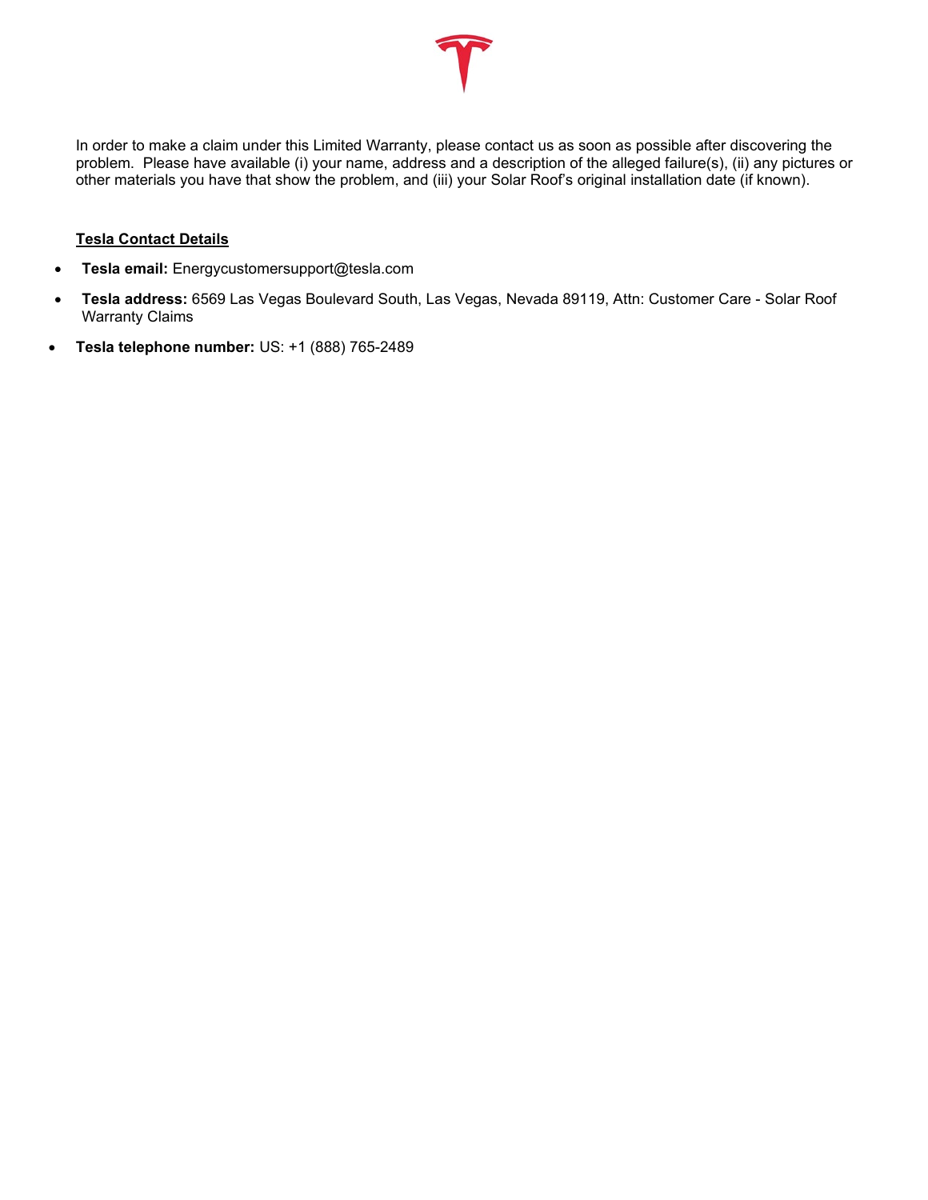In order to make a claim under this Limited Warranty, please contact us as soon as possible after discovering the problem. Please have available (i) your name, address and a description of the alleged failure(s), (ii) any pictures or other materials you have that show the problem, and (iii) your Solar Roof's original installation date (if known).

**Tesla Contact Details**

- **Tesla email:** Energycustomersupport@tesla.com
- **Tesla address:** 6569 Las Vegas Boulevard South, Las Vegas, Nevada 89119, Attn: Customer Care - Solar Roof Warranty Claims
- **Tesla telephone number:** US: +1 (888) 765-2489